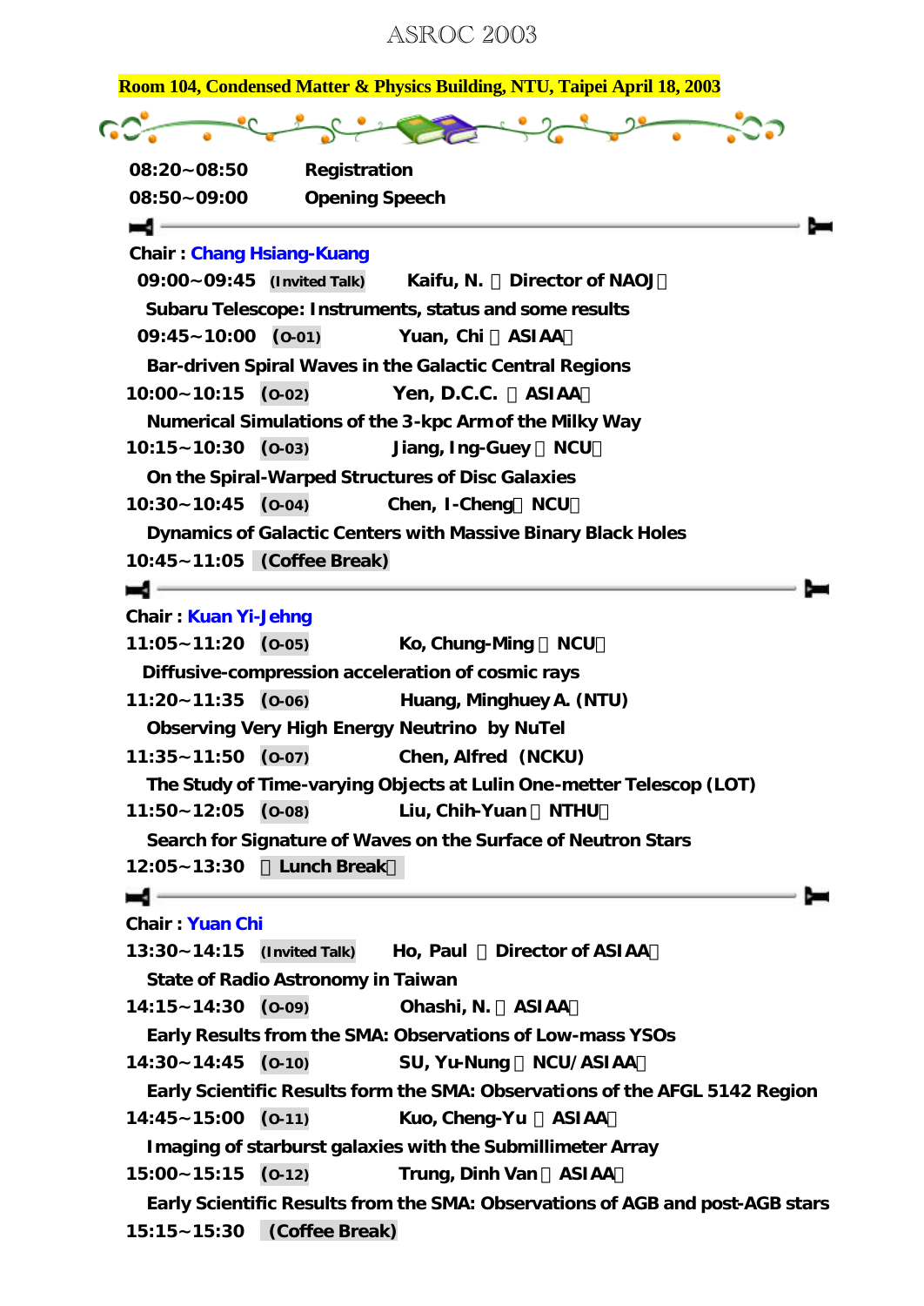# ASROC 2003

**Room 104, Condensed Matter & Physics Building, NTU, Taipei April 18, 2003**

**08:20~08:50** Registration

**08:50~09:00** Opening Speech

---

**Chair : Chang Hsiang-Kuang**

**09:00~09:45** (Invited Talk) Kaifu, N. （Director of NAOJ）

Subaru Telescope: Instruments, status and some results

**09:45~10:00** (O-01) Yuan, Chi （ASIAA）

Bar-driven Spiral Waves in the Galactic Central Regions

**10:00~10:15** (O-02) Yen, D.C.C. （ASIAA）

Numerical Simulations of the 3-kpc Arm of the Milky Way

**10:15~10:30** (O-03) Jiang, Ing-Guey （NCU）

On the Spiral-Warped Structures of Disc Galaxies

**10:30~10:45** (O-04) Chen, I-Cheng（NCU）

Dynamics of Galactic Centers with Massive Binary Black Holes

**10:45~11:05** (Coffee Break)

---

**Chair : Kuan Yi-Jehng**

**11:05~11:20** (O-05) Ko, Chung-Ming （NCU）

Diffusive-compression acceleration of cosmic rays

**11:20~11:35** (O-06) Huang, Minghuey A. (NTU)

Observing Very High Energy Neutrino by NuTel

**11:35~11:50** (O-07) Chen, Alfred (NCKU)

The Study of Time-varying Objects at Lulin One-metter Telescop (LOT)

**11:50~12:05** (O-08) Liu, Chih-Yuan （NTHU）

Search for Signature of Waves on the Surface of Neutron Stars

**12:05~13:30** （Lunch Break）

---

**Chair : Yuan Chi**

**13:30~14:15** (Invited Talk) Ho, Paul （Director of ASIAA）

State of Radio Astronomy in Taiwan

**14:15~14:30** (O-09) Ohashi, N. （ASIAA）

Early Results from the SMA: Observations of Low-mass YSOs

**14:30~14:45** (O-10) SU, Yu-Nung （NCU/ASIAA）

Early Scientific Results form the SMA: Observations of the AFGL 5142 Region

**14:45~15:00** (O-11) Kuo, Cheng-Yu （ASIAA）

Imaging of starburst galaxies with the Submillimeter Array

**15:00~15:15** (O-12) Trung, Dinh Van（ASIAA）

Early Scientific Results from the SMA: Observations of AGB and post-AGB stars

**15:15~15:30** (Coffee Break)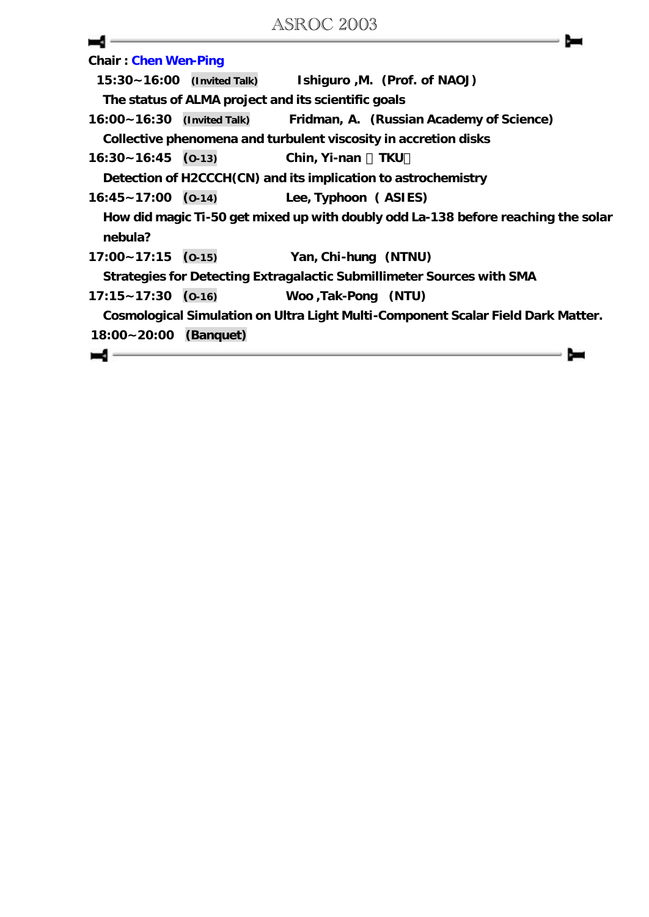**Chair : Chen Wen-Ping**

**15:30~16:00 (Invited Talk) Ishiguro ,M. (Prof. of NAOJ)**

**The status of ALMA project and its scientific goals**

**16:00~16:30 (Invited Talk) Fridman, A. (Russian Academy of Science)**

**Collective phenomena and turbulent viscosity in accretion disks**

**16:30~16:45 (O-13) Chin, Yi-nan （TKU）**

**Detection of H2CCCH(CN) and its implication to astrochemistry**

**16:45~17:00 (O-14) Lee, Typhoon ( ASIES)**

**How did magic Ti-50 get mixed up with doubly odd La-138 before reaching the solar nebula?**

**17:00~17:15 (O-15) Yan, Chi-hung (NTNU)**

**Strategies for Detecting Extragalactic Submillimeter Sources with SMA**

**17:15~17:30 (O-16) Woo ,Tak-Pong (NTU)**

**Cosmological Simulation on Ultra Light Multi-Component Scalar Field Dark Matter.**

**18:00~20:00 (Banquet)**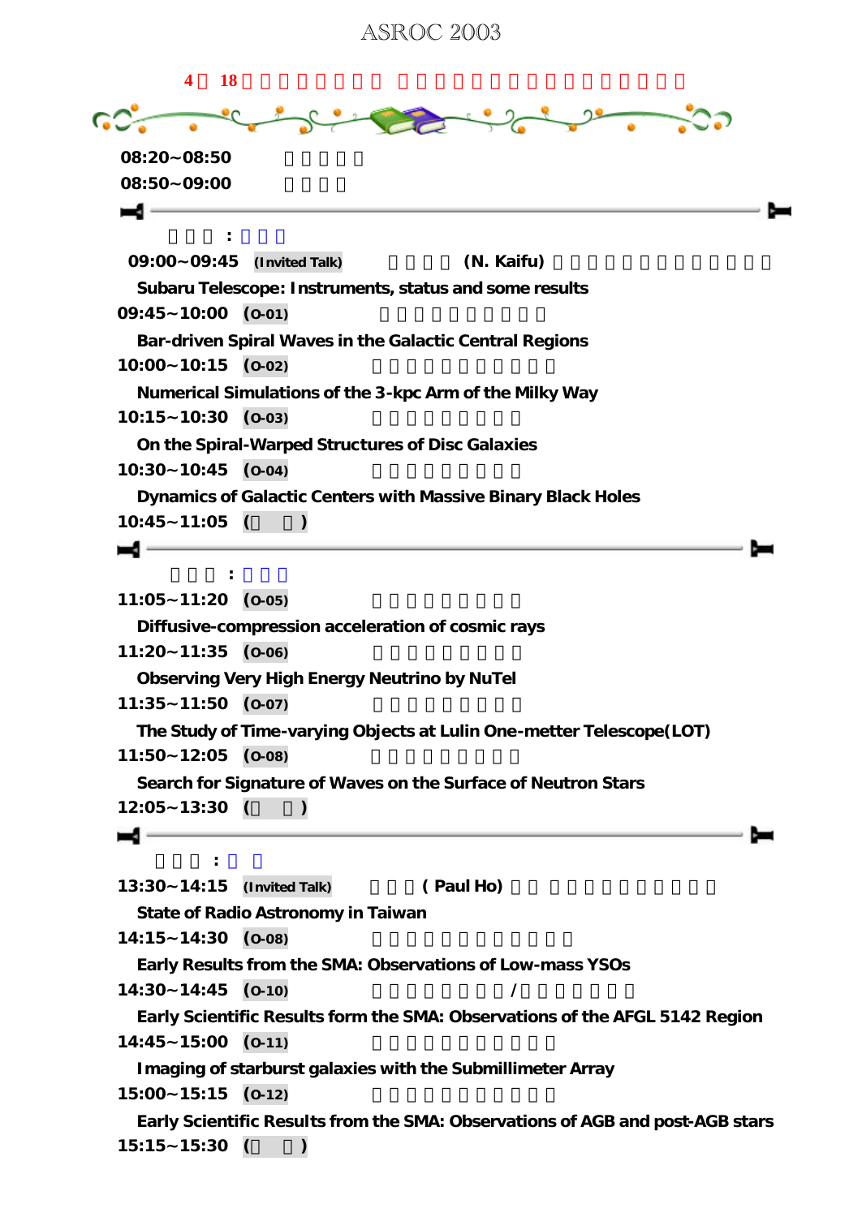# ASROC 2003

4 18

08:20~08:50

08:50~09:00

:

09:00~09:45 (Invited Talk) (N. Kaifu)

Subaru Telescope: Instruments, status and some results

09:45~10:00 (O-01)

Bar-driven Spiral Waves in the Galactic Central Regions

10:00~10:15 (O-02)

Numerical Simulations of the 3-kpc Arm of the Milky Way

10:15~10:30 (O-03)

On the Spiral-Warped Structures of Disc Galaxies

10:30~10:45 (O-04)

Dynamics of Galactic Centers with Massive Binary Black Holes

10:45~11:05 ( )

:

11:05~11:20 (O-05)

Diffusive-compression acceleration of cosmic rays

11:20~11:35 (O-06)

Observing Very High Energy Neutrino by NuTel

11:35~11:50 (O-07)

The Study of Time-varying Objects at Lulin One-metter Telescope(LOT)

11:50~12:05 (O-08)

Search for Signature of Waves on the Surface of Neutron Stars

12:05~13:30 ( )

:

13:30~14:15 (Invited Talk) ( Paul Ho)

State of Radio Astronomy in Taiwan

14:15~14:30 (O-08)

Early Results from the SMA: Observations of Low-mass YSOs

14:30~14:45 (O-10) /

Early Scientific Results form the SMA: Observations of the AFGL 5142 Region

14:45~15:00 (O-11)

Imaging of starburst galaxies with the Submillimeter Array

15:00~15:15 (O-12)

Early Scientific Results from the SMA: Observations of AGB and post-AGB stars

15:15~15:30 ( )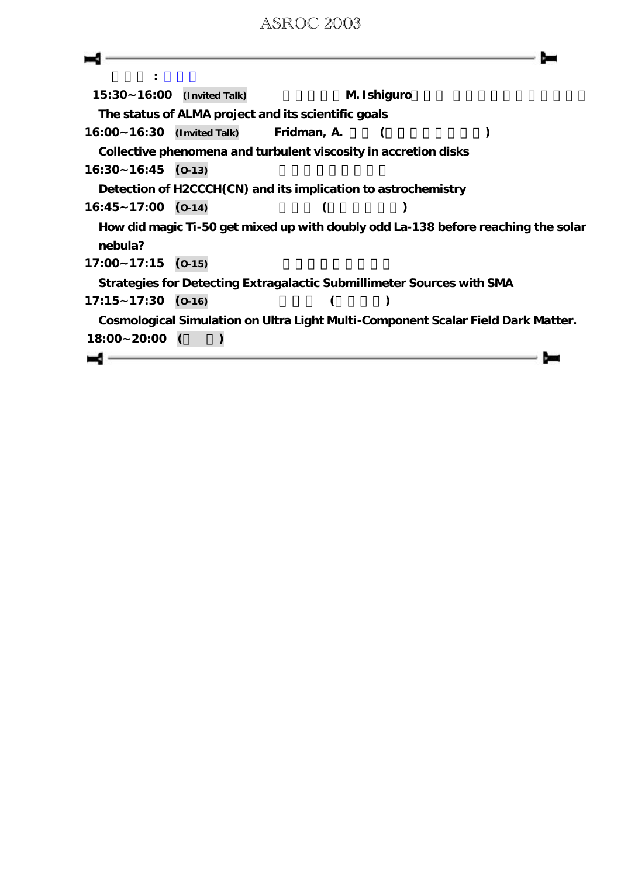：

15:30~16:00 (Invited Talk) M. Ishiguro

The status of ALMA project and its scientific goals

16:00~16:30 (Invited Talk) Fridman, A. ( )

Collective phenomena and turbulent viscosity in accretion disks

16:30~16:45 (O-13)

Detection of H2CCCH(CN) and its implication to astrochemistry

16:45~17:00 (O-14) ( )

How did magic Ti-50 get mixed up with doubly odd La-138 before reaching the solar nebula?

17:00~17:15 (O-15)

Strategies for Detecting Extragalactic Submillimeter Sources with SMA

17:15~17:30 (O-16) ( )

Cosmological Simulation on Ultra Light Multi-Component Scalar Field Dark Matter.

18:00~20:00 ( )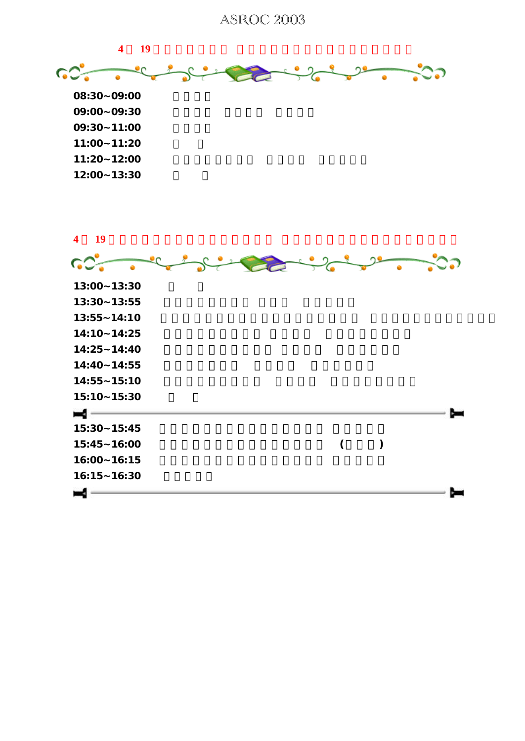## 4□ 19□□□□□□□ □□□□□□□□□□□□□□□

| | |
|---|---|
| 08:30~09:00 | □□□□ |
| 09:00~09:30 | □□□□ □□□□ □□□□ |
| 09:30~11:00 | □□□□ |
| 11:00~11:20 | □ □ |
| 11:20~12:00 | □□□□□□□□ □□□□ □□□□□ |
| 12:00~13:30 | □ □ |

## 4□ 19□□□□□□□□□□□□□□□ □□□□□□□□□□□□□□□

| | |
|---|---|
| 13:00~13:30 | □ □ |
| 13:30~13:55 | □□□□□□□□ □□□ □□□□□ |
| 13:55~14:10 | □□□□□□□□□□□□□□□□□□ □□□□□□□□□□□□ |
| 14:10~14:25 | □□□□□□□□□ □□□□ □□□□□□□□ |
| 14:25~14:40 | □□□□□□□□□□ □□□□ □□□□□□ |
| 14:40~14:55 | □□□□□□□ □□□□ □□□□□□ |
| 14:55~15:10 | □□□□□□□□□ □□□□ □□□□□□□□ |
| 15:10~15:30 | □ □ |
| 15:30~15:45 | □□□□□□□□□□□□□□□ □□□□□ |
| 15:45~16:00 | □□□□□□□□□□□□□□□ (□□□) |
| 16:00~16:15 | □□□□□□□□□□□□□□□ □□□□□ |
| 16:15~16:30 | □□□□□ |